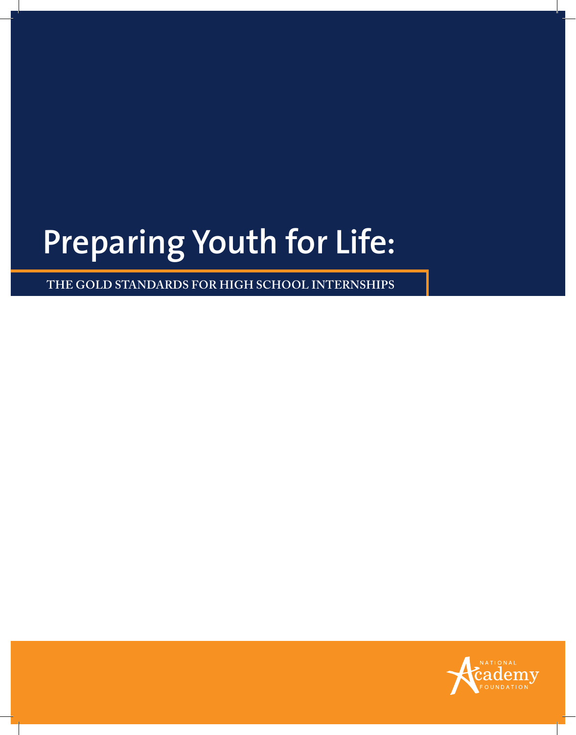# Preparing Youth for Life:

## THE GOLD STANDARDS FOR HIGH SCHOOL INTERNSHIPS

NATIONAL Academy FOUNDATION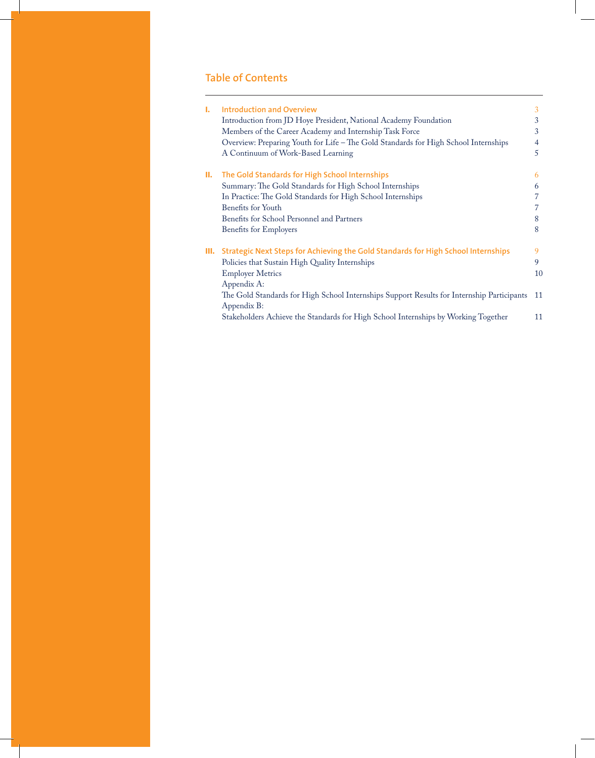## Table of Contents

| | | |
|---|---|---|
| **I.** | **Introduction and Overview** | 3 |
| | Introduction from JD Hoye President, National Academy Foundation | 3 |
| | Members of the Career Academy and Internship Task Force | 3 |
| | Overview: Preparing Youth for Life – The Gold Standards for High School Internships | 4 |
| | A Continuum of Work-Based Learning | 5 |
| **II.** | **The Gold Standards for High School Internships** | 6 |
| | Summary: The Gold Standards for High School Internships | 6 |
| | In Practice: The Gold Standards for High School Internships | 7 |
| | Benefits for Youth | 7 |
| | Benefits for School Personnel and Partners | 8 |
| | Benefits for Employers | 8 |
| **III.** | **Strategic Next Steps for Achieving the Gold Standards for High School Internships** | 9 |
| | Policies that Sustain High Quality Internships | 9 |
| | Employer Metrics | 10 |
| | Appendix A: The Gold Standards for High School Internships Support Results for Internship Participants | 11 |
| | Appendix B: Stakeholders Achieve the Standards for High School Internships by Working Together | 11 |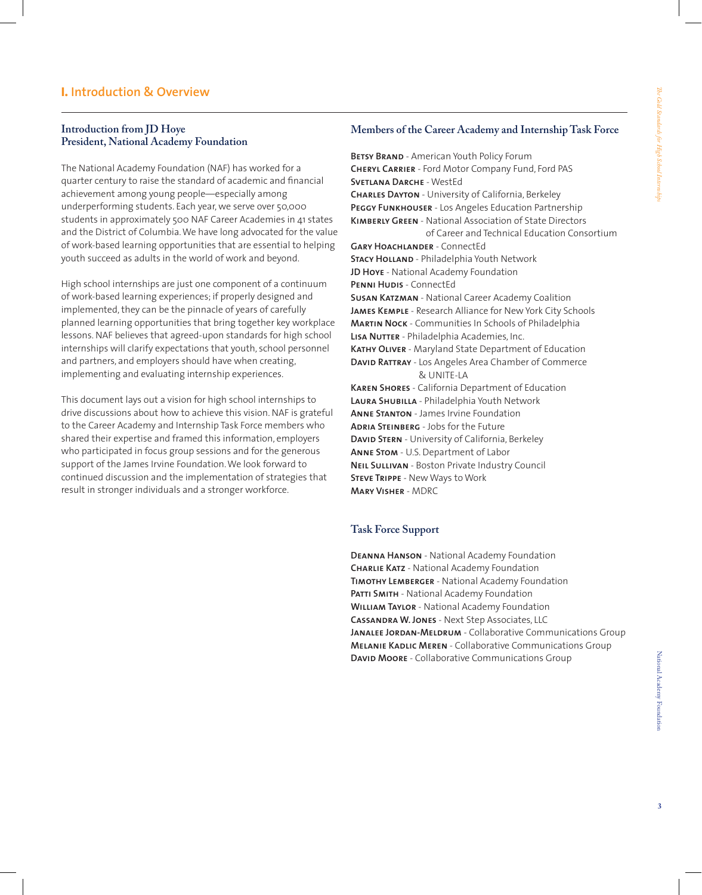# I. Introduction & Overview

## Introduction from JD Hoye
## President, National Academy Foundation

The National Academy Foundation (NAF) has worked for a quarter century to raise the standard of academic and financial achievement among young people—especially among underperforming students. Each year, we serve over 50,000 students in approximately 500 NAF Career Academies in 41 states and the District of Columbia. We have long advocated for the value of work-based learning opportunities that are essential to helping youth succeed as adults in the world of work and beyond.

High school internships are just one component of a continuum of work-based learning experiences; if properly designed and implemented, they can be the pinnacle of years of carefully planned learning opportunities that bring together key workplace lessons. NAF believes that agreed-upon standards for high school internships will clarify expectations that youth, school personnel and partners, and employers should have when creating, implementing and evaluating internship experiences.

This document lays out a vision for high school internships to drive discussions about how to achieve this vision. NAF is grateful to the Career Academy and Internship Task Force members who shared their expertise and framed this information, employers who participated in focus group sessions and for the generous support of the James Irvine Foundation. We look forward to continued discussion and the implementation of strategies that result in stronger individuals and a stronger workforce.

## Members of the Career Academy and Internship Task Force

**Betsy Brand** - American Youth Policy Forum
**Cheryl Carrier** - Ford Motor Company Fund, Ford PAS
**Svetlana Darche** - WestEd
**Charles Dayton** - University of California, Berkeley
**Peggy Funkhouser** - Los Angeles Education Partnership
**Kimberly Green** - National Association of State Directors of Career and Technical Education Consortium
**Gary Hoachlander** - ConnectEd
**Stacy Holland** - Philadelphia Youth Network
**JD Hoye** - National Academy Foundation
**Penni Hudis** - ConnectEd
**Susan Katzman** - National Career Academy Coalition
**James Kemple** - Research Alliance for New York City Schools
**Martin Nock** - Communities In Schools of Philadelphia
**Lisa Nutter** - Philadelphia Academies, Inc.
**Kathy Oliver** - Maryland State Department of Education
**David Rattray** - Los Angeles Area Chamber of Commerce & UNITE-LA
**Karen Shores** - California Department of Education
**Laura Shubilla** - Philadelphia Youth Network
**Anne Stanton** - James Irvine Foundation
**Adria Steinberg** - Jobs for the Future
**David Stern** - University of California, Berkeley
**Anne Stom** - U.S. Department of Labor
**Neil Sullivan** - Boston Private Industry Council
**Steve Trippe** - New Ways to Work
**Mary Visher** - MDRC

## Task Force Support

**Deanna Hanson** - National Academy Foundation
**Charlie Katz** - National Academy Foundation
**Timothy Lemberger** - National Academy Foundation
**Patti Smith** - National Academy Foundation
**William Taylor** - National Academy Foundation
**Cassandra W. Jones** - Next Step Associates, LLC
**Janalee Jordan-Meldrum** - Collaborative Communications Group
**Melanie Kadlic Meren** - Collaborative Communications Group
**David Moore** - Collaborative Communications Group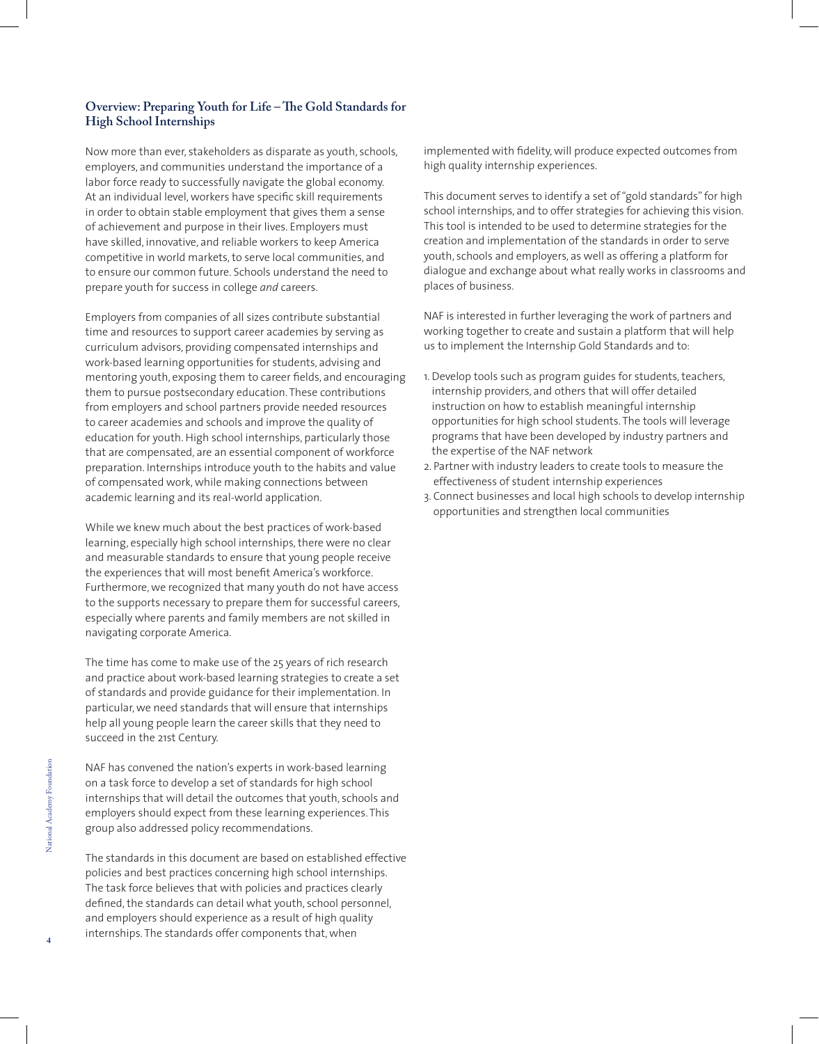## Overview: Preparing Youth for Life – The Gold Standards for High School Internships

Now more than ever, stakeholders as disparate as youth, schools, employers, and communities understand the importance of a labor force ready to successfully navigate the global economy. At an individual level, workers have specific skill requirements in order to obtain stable employment that gives them a sense of achievement and purpose in their lives. Employers must have skilled, innovative, and reliable workers to keep America competitive in world markets, to serve local communities, and to ensure our common future. Schools understand the need to prepare youth for success in college *and* careers.

Employers from companies of all sizes contribute substantial time and resources to support career academies by serving as curriculum advisors, providing compensated internships and work-based learning opportunities for students, advising and mentoring youth, exposing them to career fields, and encouraging them to pursue postsecondary education. These contributions from employers and school partners provide needed resources to career academies and schools and improve the quality of education for youth. High school internships, particularly those that are compensated, are an essential component of workforce preparation. Internships introduce youth to the habits and value of compensated work, while making connections between academic learning and its real-world application.

While we knew much about the best practices of work-based learning, especially high school internships, there were no clear and measurable standards to ensure that young people receive the experiences that will most benefit America's workforce. Furthermore, we recognized that many youth do not have access to the supports necessary to prepare them for successful careers, especially where parents and family members are not skilled in navigating corporate America.

The time has come to make use of the 25 years of rich research and practice about work-based learning strategies to create a set of standards and provide guidance for their implementation. In particular, we need standards that will ensure that internships help all young people learn the career skills that they need to succeed in the 21st Century.

NAF has convened the nation's experts in work-based learning on a task force to develop a set of standards for high school internships that will detail the outcomes that youth, schools and employers should expect from these learning experiences. This group also addressed policy recommendations.

The standards in this document are based on established effective policies and best practices concerning high school internships. The task force believes that with policies and practices clearly defined, the standards can detail what youth, school personnel, and employers should experience as a result of high quality internships. The standards offer components that, when implemented with fidelity, will produce expected outcomes from high quality internship experiences.

This document serves to identify a set of "gold standards" for high school internships, and to offer strategies for achieving this vision. This tool is intended to be used to determine strategies for the creation and implementation of the standards in order to serve youth, schools and employers, as well as offering a platform for dialogue and exchange about what really works in classrooms and places of business.

NAF is interested in further leveraging the work of partners and working together to create and sustain a platform that will help us to implement the Internship Gold Standards and to:

1. Develop tools such as program guides for students, teachers, internship providers, and others that will offer detailed instruction on how to establish meaningful internship opportunities for high school students. The tools will leverage programs that have been developed by industry partners and the expertise of the NAF network
2. Partner with industry leaders to create tools to measure the effectiveness of student internship experiences
3. Connect businesses and local high schools to develop internship opportunities and strengthen local communities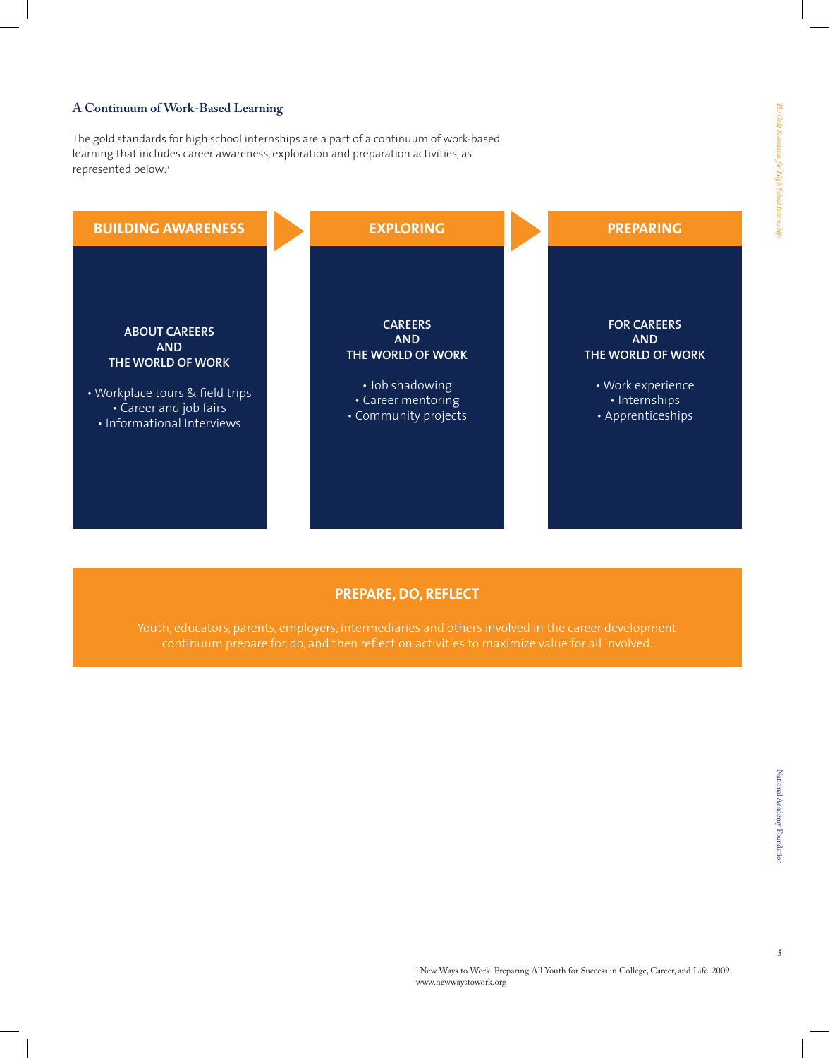### A Continuum of Work-Based Learning

The gold standards for high school internships are a part of a continuum of work-based learning that includes career awareness, exploration and preparation activities, as represented below:[1]

| BUILDING AWARENESS | EXPLORING | PREPARING |
|---|---|---|
| **ABOUT CAREERS AND THE WORLD OF WORK** | **CAREERS AND THE WORLD OF WORK** | **FOR CAREERS AND THE WORLD OF WORK** |
| • Workplace tours & field trips<br>• Career and job fairs<br>• Informational Interviews | • Job shadowing<br>• Career mentoring<br>• Community projects | • Work experience<br>• Internships<br>• Apprenticeships |

**PREPARE, DO, REFLECT**

Youth, educators, parents, employers, intermediaries and others involved in the career development continuum prepare for, do, and then reflect on activities to maximize value for all involved.

[1] New Ways to Work. Preparing All Youth for Success in College, Career, and Life. 2009. www.newwaystowork.org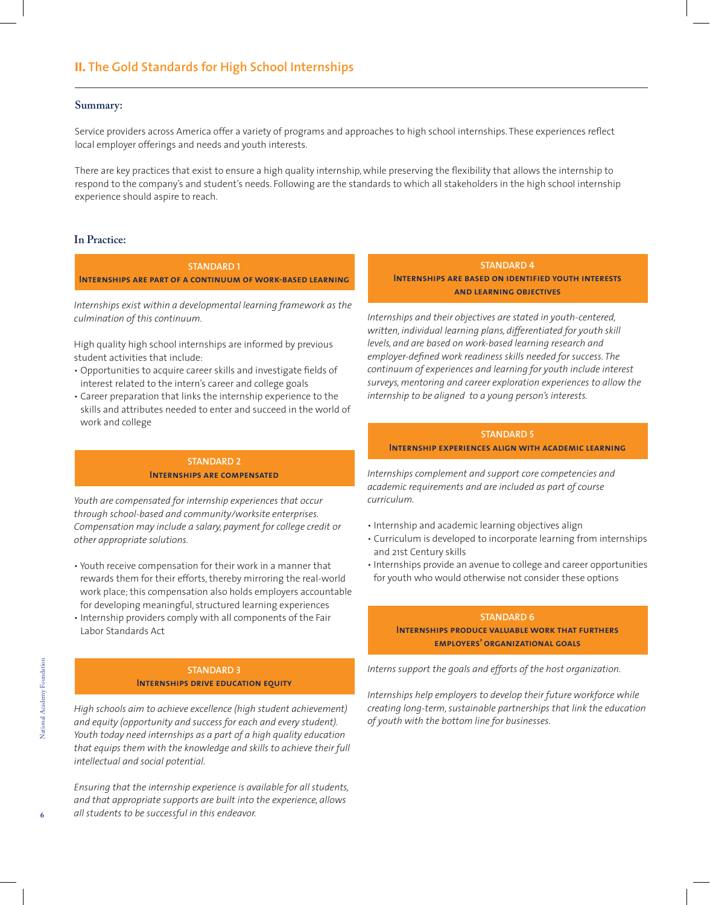## II. The Gold Standards for High School Internships

**Summary:**

Service providers across America offer a variety of programs and approaches to high school internships. These experiences reflect local employer offerings and needs and youth interests.

There are key practices that exist to ensure a high quality internship, while preserving the flexibility that allows the internship to respond to the company's and student's needs. Following are the standards to which all stakeholders in the high school internship experience should aspire to reach.

**In Practice:**

### STANDARD 1
### Internships are part of a continuum of work-based learning

*Internships exist within a developmental learning framework as the culmination of this continuum.*

High quality high school internships are informed by previous student activities that include:

- Opportunities to acquire career skills and investigate fields of interest related to the intern's career and college goals
- Career preparation that links the internship experience to the skills and attributes needed to enter and succeed in the world of work and college

### STANDARD 2
### Internships are compensated

*Youth are compensated for internship experiences that occur through school-based and community/worksite enterprises. Compensation may include a salary, payment for college credit or other appropriate solutions.*

- Youth receive compensation for their work in a manner that rewards them for their efforts, thereby mirroring the real-world work place; this compensation also holds employers accountable for developing meaningful, structured learning experiences
- Internship providers comply with all components of the Fair Labor Standards Act

### STANDARD 3
### Internships drive education equity

*High schools aim to achieve excellence (high student achievement) and equity (opportunity and success for each and every student). Youth today need internships as a part of a high quality education that equips them with the knowledge and skills to achieve their full intellectual and social potential.*

*Ensuring that the internship experience is available for all students, and that appropriate supports are built into the experience, allows all students to be successful in this endeavor.*

### STANDARD 4
### Internships are based on identified youth interests and learning objectives

*Internships and their objectives are stated in youth-centered, written, individual learning plans, differentiated for youth skill levels, and are based on work-based learning research and employer-defined work readiness skills needed for success. The continuum of experiences and learning for youth include interest surveys, mentoring and career exploration experiences to allow the internship to be aligned to a young person's interests.*

### STANDARD 5
### Internship experiences align with academic learning

*Internships complement and support core competencies and academic requirements and are included as part of course curriculum.*

- Internship and academic learning objectives align
- Curriculum is developed to incorporate learning from internships and 21st Century skills
- Internships provide an avenue to college and career opportunities for youth who would otherwise not consider these options

### STANDARD 6
### Internships produce valuable work that furthers employers' organizational goals

*Interns support the goals and efforts of the host organization.*

*Internships help employers to develop their future workforce while creating long-term, sustainable partnerships that link the education of youth with the bottom line for businesses.*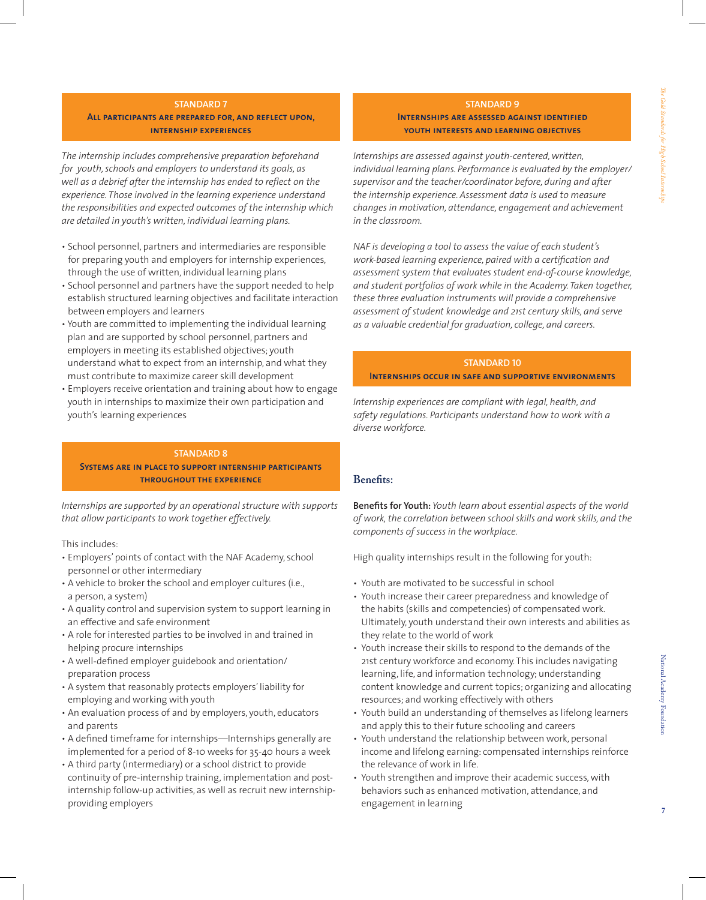## STANDARD 7
### All participants are prepared for, and reflect upon, internship experiences

*The internship includes comprehensive preparation beforehand for youth, schools and employers to understand its goals, as well as a debrief after the internship has ended to reflect on the experience. Those involved in the learning experience understand the responsibilities and expected outcomes of the internship which are detailed in youth's written, individual learning plans.*

- School personnel, partners and intermediaries are responsible for preparing youth and employers for internship experiences, through the use of written, individual learning plans
- School personnel and partners have the support needed to help establish structured learning objectives and facilitate interaction between employers and learners
- Youth are committed to implementing the individual learning plan and are supported by school personnel, partners and employers in meeting its established objectives; youth understand what to expect from an internship, and what they must contribute to maximize career skill development
- Employers receive orientation and training about how to engage youth in internships to maximize their own participation and youth's learning experiences

## STANDARD 8
### Systems are in place to support internship participants throughout the experience

*Internships are supported by an operational structure with supports that allow participants to work together effectively.*

This includes:

- Employers' points of contact with the NAF Academy, school personnel or other intermediary
- A vehicle to broker the school and employer cultures (i.e., a person, a system)
- A quality control and supervision system to support learning in an effective and safe environment
- A role for interested parties to be involved in and trained in helping procure internships
- A well-defined employer guidebook and orientation/preparation process
- A system that reasonably protects employers' liability for employing and working with youth
- An evaluation process of and by employers, youth, educators and parents
- A defined timeframe for internships—Internships generally are implemented for a period of 8-10 weeks for 35-40 hours a week
- A third party (intermediary) or a school district to provide continuity of pre-internship training, implementation and post-internship follow-up activities, as well as recruit new internship-providing employers

## STANDARD 9
### Internships are assessed against identified youth interests and learning objectives

*Internships are assessed against youth-centered, written, individual learning plans. Performance is evaluated by the employer/supervisor and the teacher/coordinator before, during and after the internship experience. Assessment data is used to measure changes in motivation, attendance, engagement and achievement in the classroom.*

*NAF is developing a tool to assess the value of each student's work-based learning experience, paired with a certification and assessment system that evaluates student end-of-course knowledge, and student portfolios of work while in the Academy. Taken together, these three evaluation instruments will provide a comprehensive assessment of student knowledge and 21st century skills, and serve as a valuable credential for graduation, college, and careers.*

## STANDARD 10
### Internships occur in safe and supportive environments

*Internship experiences are compliant with legal, health, and safety regulations. Participants understand how to work with a diverse workforce.*

## Benefits:

**Benefits for Youth:** *Youth learn about essential aspects of the world of work, the correlation between school skills and work skills, and the components of success in the workplace.*

High quality internships result in the following for youth:

- Youth are motivated to be successful in school
- Youth increase their career preparedness and knowledge of the habits (skills and competencies) of compensated work. Ultimately, youth understand their own interests and abilities as they relate to the world of work
- Youth increase their skills to respond to the demands of the 21st century workforce and economy. This includes navigating learning, life, and information technology; understanding content knowledge and current topics; organizing and allocating resources; and working effectively with others
- Youth build an understanding of themselves as lifelong learners and apply this to their future schooling and careers
- Youth understand the relationship between work, personal income and lifelong earning: compensated internships reinforce the relevance of work in life.
- Youth strengthen and improve their academic success, with behaviors such as enhanced motivation, attendance, and engagement in learning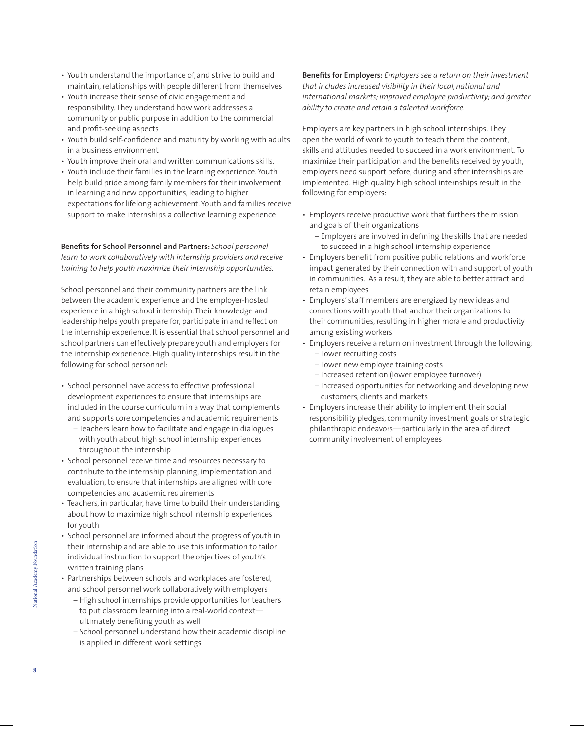- Youth understand the importance of, and strive to build and maintain, relationships with people different from themselves
- Youth increase their sense of civic engagement and responsibility. They understand how work addresses a community or public purpose in addition to the commercial and profit-seeking aspects
- Youth build self-confidence and maturity by working with adults in a business environment
- Youth improve their oral and written communications skills.
- Youth include their families in the learning experience. Youth help build pride among family members for their involvement in learning and new opportunities, leading to higher expectations for lifelong achievement. Youth and families receive support to make internships a collective learning experience

**Benefits for School Personnel and Partners:** *School personnel learn to work collaboratively with internship providers and receive training to help youth maximize their internship opportunities.*

School personnel and their community partners are the link between the academic experience and the employer-hosted experience in a high school internship. Their knowledge and leadership helps youth prepare for, participate in and reflect on the internship experience. It is essential that school personnel and school partners can effectively prepare youth and employers for the internship experience. High quality internships result in the following for school personnel:

- School personnel have access to effective professional development experiences to ensure that internships are included in the course curriculum in a way that complements and supports core competencies and academic requirements
  - Teachers learn how to facilitate and engage in dialogues with youth about high school internship experiences throughout the internship
- School personnel receive time and resources necessary to contribute to the internship planning, implementation and evaluation, to ensure that internships are aligned with core competencies and academic requirements
- Teachers, in particular, have time to build their understanding about how to maximize high school internship experiences for youth
- School personnel are informed about the progress of youth in their internship and are able to use this information to tailor individual instruction to support the objectives of youth's written training plans
- Partnerships between schools and workplaces are fostered, and school personnel work collaboratively with employers
  - High school internships provide opportunities for teachers to put classroom learning into a real-world context—ultimately benefiting youth as well
  - School personnel understand how their academic discipline is applied in different work settings

**Benefits for Employers:** *Employers see a return on their investment that includes increased visibility in their local, national and international markets; improved employee productivity; and greater ability to create and retain a talented workforce.*

Employers are key partners in high school internships. They open the world of work to youth to teach them the content, skills and attitudes needed to succeed in a work environment. To maximize their participation and the benefits received by youth, employers need support before, during and after internships are implemented. High quality high school internships result in the following for employers:

- Employers receive productive work that furthers the mission and goals of their organizations
  - Employers are involved in defining the skills that are needed to succeed in a high school internship experience
- Employers benefit from positive public relations and workforce impact generated by their connection with and support of youth in communities. As a result, they are able to better attract and retain employees
- Employers' staff members are energized by new ideas and connections with youth that anchor their organizations to their communities, resulting in higher morale and productivity among existing workers
- Employers receive a return on investment through the following:
  - Lower recruiting costs
  - Lower new employee training costs
  - Increased retention (lower employee turnover)
  - Increased opportunities for networking and developing new customers, clients and markets
- Employers increase their ability to implement their social responsibility pledges, community investment goals or strategic philanthropic endeavors—particularly in the area of direct community involvement of employees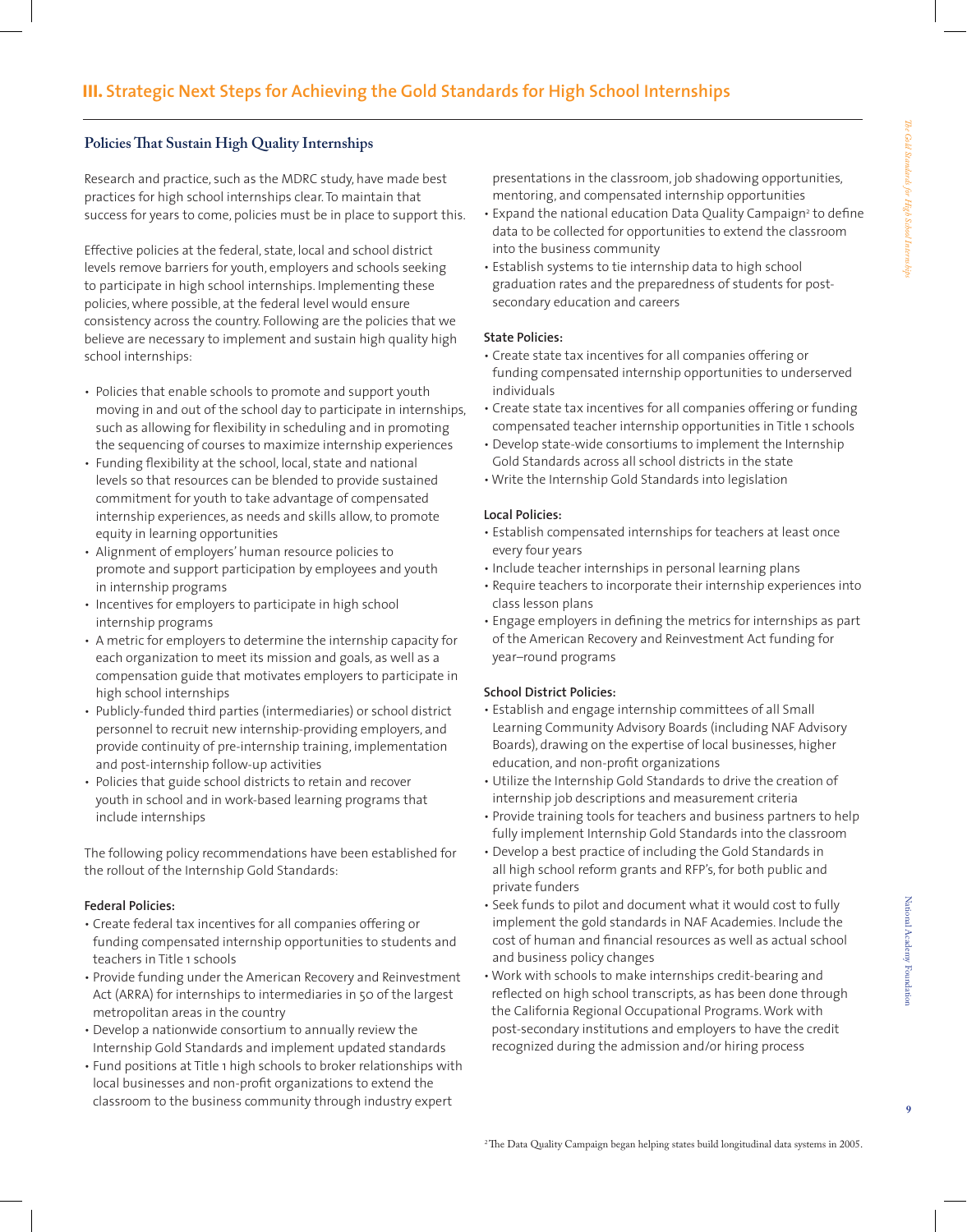## III. Strategic Next Steps for Achieving the Gold Standards for High School Internships

### Policies That Sustain High Quality Internships

Research and practice, such as the MDRC study, have made best practices for high school internships clear. To maintain that success for years to come, policies must be in place to support this.

Effective policies at the federal, state, local and school district levels remove barriers for youth, employers and schools seeking to participate in high school internships. Implementing these policies, where possible, at the federal level would ensure consistency across the country. Following are the policies that we believe are necessary to implement and sustain high quality high school internships:

- Policies that enable schools to promote and support youth moving in and out of the school day to participate in internships, such as allowing for flexibility in scheduling and in promoting the sequencing of courses to maximize internship experiences
- Funding flexibility at the school, local, state and national levels so that resources can be blended to provide sustained commitment for youth to take advantage of compensated internship experiences, as needs and skills allow, to promote equity in learning opportunities
- Alignment of employers' human resource policies to promote and support participation by employees and youth in internship programs
- Incentives for employers to participate in high school internship programs
- A metric for employers to determine the internship capacity for each organization to meet its mission and goals, as well as a compensation guide that motivates employers to participate in high school internships
- Publicly-funded third parties (intermediaries) or school district personnel to recruit new internship-providing employers, and provide continuity of pre-internship training, implementation and post-internship follow-up activities
- Policies that guide school districts to retain and recover youth in school and in work-based learning programs that include internships

The following policy recommendations have been established for the rollout of the Internship Gold Standards:

**Federal Policies:**

- Create federal tax incentives for all companies offering or funding compensated internship opportunities to students and teachers in Title 1 schools
- Provide funding under the American Recovery and Reinvestment Act (ARRA) for internships to intermediaries in 50 of the largest metropolitan areas in the country
- Develop a nationwide consortium to annually review the Internship Gold Standards and implement updated standards
- Fund positions at Title 1 high schools to broker relationships with local businesses and non-profit organizations to extend the classroom to the business community through industry expert presentations in the classroom, job shadowing opportunities, mentoring, and compensated internship opportunities
- Expand the national education Data Quality Campaign[2] to define data to be collected for opportunities to extend the classroom into the business community
- Establish systems to tie internship data to high school graduation rates and the preparedness of students for post-secondary education and careers

**State Policies:**

- Create state tax incentives for all companies offering or funding compensated internship opportunities to underserved individuals
- Create state tax incentives for all companies offering or funding compensated teacher internship opportunities in Title 1 schools
- Develop state-wide consortiums to implement the Internship Gold Standards across all school districts in the state
- Write the Internship Gold Standards into legislation

**Local Policies:**

- Establish compensated internships for teachers at least once every four years
- Include teacher internships in personal learning plans
- Require teachers to incorporate their internship experiences into class lesson plans
- Engage employers in defining the metrics for internships as part of the American Recovery and Reinvestment Act funding for year–round programs

**School District Policies:**

- Establish and engage internship committees of all Small Learning Community Advisory Boards (including NAF Advisory Boards), drawing on the expertise of local businesses, higher education, and non-profit organizations
- Utilize the Internship Gold Standards to drive the creation of internship job descriptions and measurement criteria
- Provide training tools for teachers and business partners to help fully implement Internship Gold Standards into the classroom
- Develop a best practice of including the Gold Standards in all high school reform grants and RFP's, for both public and private funders
- Seek funds to pilot and document what it would cost to fully implement the gold standards in NAF Academies. Include the cost of human and financial resources as well as actual school and business policy changes
- Work with schools to make internships credit-bearing and reflected on high school transcripts, as has been done through the California Regional Occupational Programs. Work with post-secondary institutions and employers to have the credit recognized during the admission and/or hiring process

[2] The Data Quality Campaign began helping states build longitudinal data systems in 2005.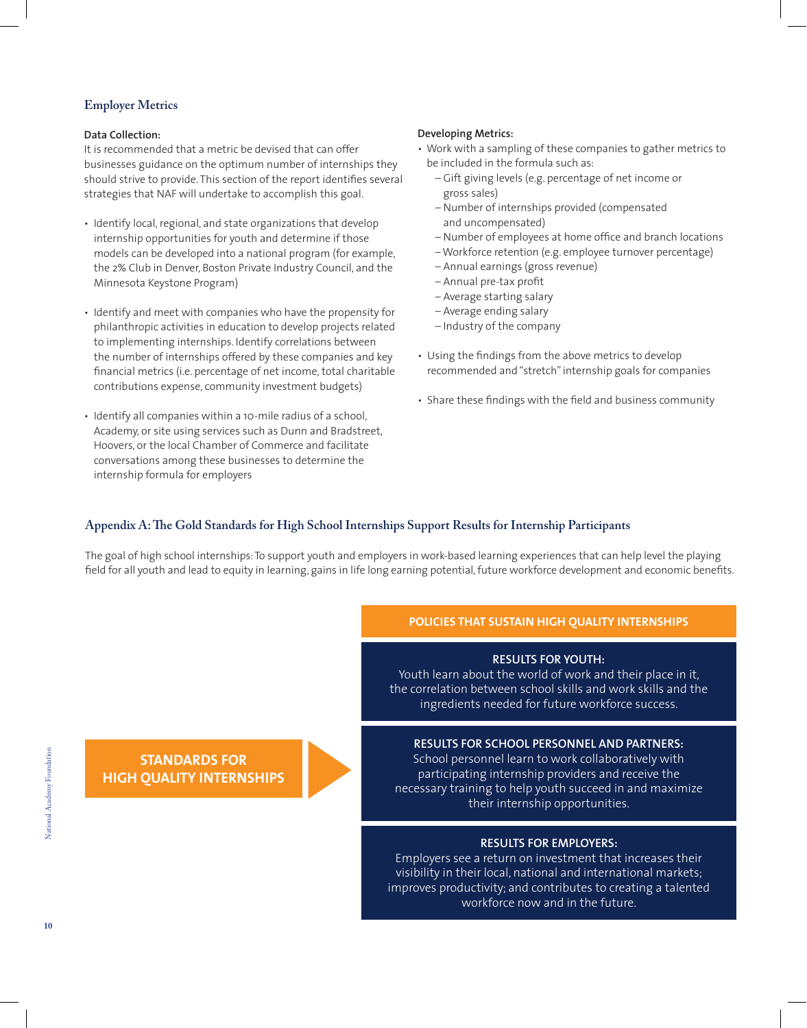## Employer Metrics

**Data Collection:**

It is recommended that a metric be devised that can offer businesses guidance on the optimum number of internships they should strive to provide. This section of the report identifies several strategies that NAF will undertake to accomplish this goal.

- Identify local, regional, and state organizations that develop internship opportunities for youth and determine if those models can be developed into a national program (for example, the 2% Club in Denver, Boston Private Industry Council, and the Minnesota Keystone Program)
- Identify and meet with companies who have the propensity for philanthropic activities in education to develop projects related to implementing internships. Identify correlations between the number of internships offered by these companies and key financial metrics (i.e. percentage of net income, total charitable contributions expense, community investment budgets)
- Identify all companies within a 10-mile radius of a school, Academy, or site using services such as Dunn and Bradstreet, Hoovers, or the local Chamber of Commerce and facilitate conversations among these businesses to determine the internship formula for employers

**Developing Metrics:**

- Work with a sampling of these companies to gather metrics to be included in the formula such as:
  - Gift giving levels (e.g. percentage of net income or gross sales)
  - Number of internships provided (compensated and uncompensated)
  - Number of employees at home office and branch locations
  - Workforce retention (e.g. employee turnover percentage)
  - Annual earnings (gross revenue)
  - Annual pre-tax profit
  - Average starting salary
  - Average ending salary
  - Industry of the company
- Using the findings from the above metrics to develop recommended and "stretch" internship goals for companies
- Share these findings with the field and business community

## Appendix A: The Gold Standards for High School Internships Support Results for Internship Participants

The goal of high school internships: To support youth and employers in work-based learning experiences that can help level the playing field for all youth and lead to equity in learning, gains in life long earning potential, future workforce development and economic benefits.

**STANDARDS FOR HIGH QUALITY INTERNSHIPS** →

**POLICIES THAT SUSTAIN HIGH QUALITY INTERNSHIPS**

**RESULTS FOR YOUTH:**
Youth learn about the world of work and their place in it, the correlation between school skills and work skills and the ingredients needed for future workforce success.

**RESULTS FOR SCHOOL PERSONNEL AND PARTNERS:**
School personnel learn to work collaboratively with participating internship providers and receive the necessary training to help youth succeed in and maximize their internship opportunities.

**RESULTS FOR EMPLOYERS:**
Employers see a return on investment that increases their visibility in their local, national and international markets; improves productivity; and contributes to creating a talented workforce now and in the future.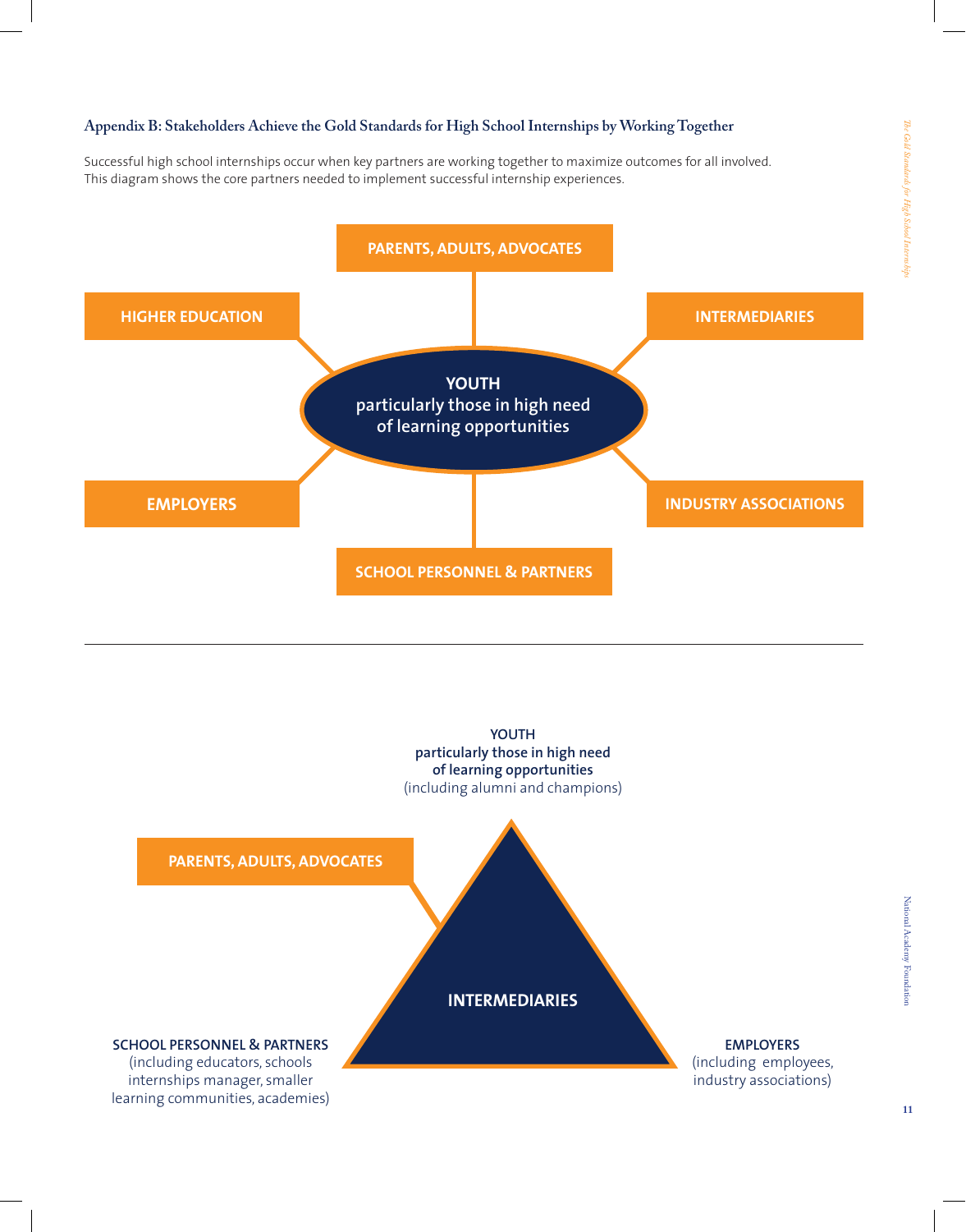### Appendix B: Stakeholders Achieve the Gold Standards for High School Internships by Working Together

Successful high school internships occur when key partners are working together to maximize outcomes for all involved. This diagram shows the core partners needed to implement successful internship experiences.

PARENTS, ADULTS, ADVOCATES

HIGHER EDUCATION

INTERMEDIARIES

**YOUTH**
particularly those in high need of learning opportunities

EMPLOYERS

INDUSTRY ASSOCIATIONS

SCHOOL PERSONNEL & PARTNERS

---

**YOUTH**
**particularly those in high need of learning opportunities**
(including alumni and champions)

PARENTS, ADULTS, ADVOCATES

INTERMEDIARIES

**SCHOOL PERSONNEL & PARTNERS**
(including educators, schools internships manager, smaller learning communities, academies)

**EMPLOYERS**
(including employees, industry associations)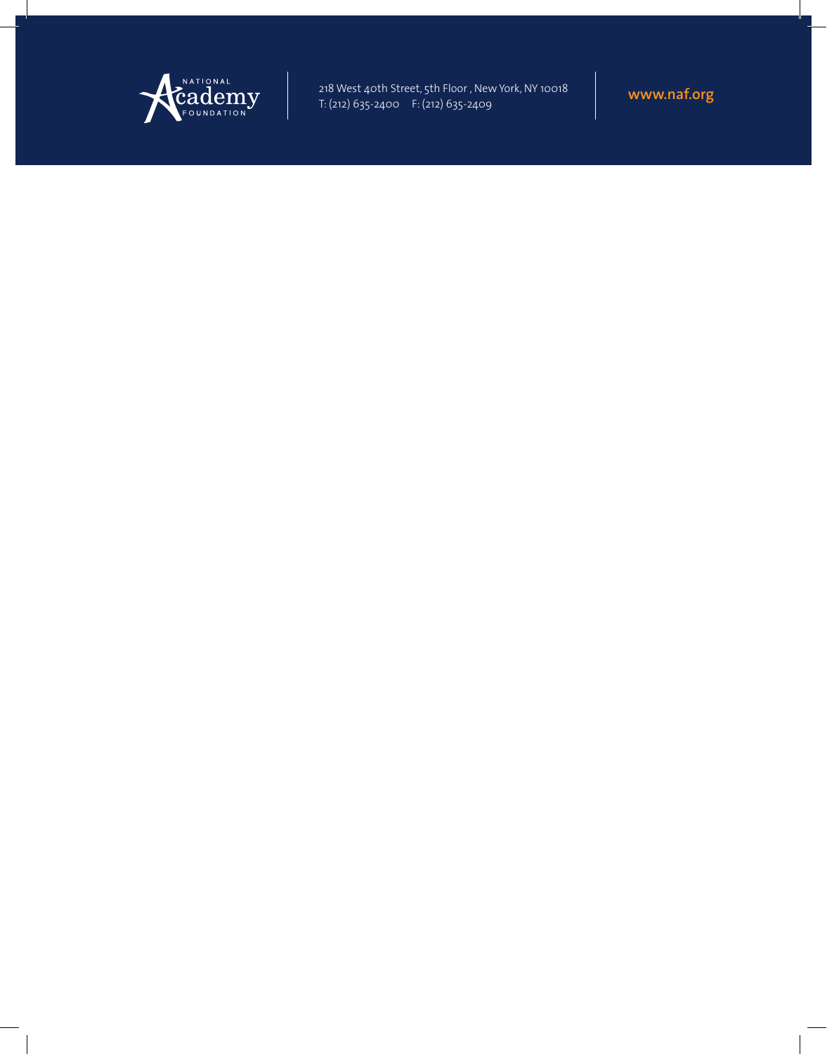NATIONAL Academy FOUNDATION

218 West 40th Street, 5th Floor , New York, NY 10018
T: (212) 635-2400 F: (212) 635-2409

www.naf.org